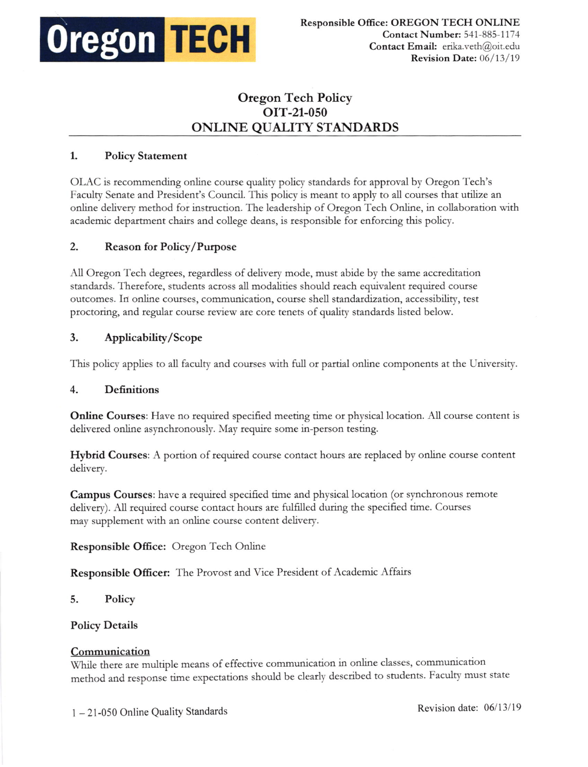Responsible Office: OREGON TECH ONLINE
Contact Number: 541-885-1174
Contact Email: erika.veth@oit.edu
Revision Date: 06/13/19

# Oregon Tech Policy
# OIT-21-050
# ONLINE QUALITY STANDARDS

## 1. Policy Statement

OLAC is recommending online course quality policy standards for approval by Oregon Tech's Faculty Senate and President's Council. This policy is meant to apply to all courses that utilize an online delivery method for instruction. The leadership of Oregon Tech Online, in collaboration with academic department chairs and college deans, is responsible for enforcing this policy.

## 2. Reason for Policy/Purpose

All Oregon Tech degrees, regardless of delivery mode, must abide by the same accreditation standards. Therefore, students across all modalities should reach equivalent required course outcomes. In online courses, communication, course shell standardization, accessibility, test proctoring, and regular course review are core tenets of quality standards listed below.

## 3. Applicability/Scope

This policy applies to all faculty and courses with full or partial online components at the University.

## 4. Definitions

**Online Courses**: Have no required specified meeting time or physical location. All course content is delivered online asynchronously. May require some in-person testing.

**Hybrid Courses**: A portion of required course contact hours are replaced by online course content delivery.

**Campus Courses**: have a required specified time and physical location (or synchronous remote delivery). All required course contact hours are fulfilled during the specified time. Courses may supplement with an online course content delivery.

**Responsible Office:** Oregon Tech Online

**Responsible Officer:** The Provost and Vice President of Academic Affairs

## 5. Policy

### Policy Details

**Communication**

While there are multiple means of effective communication in online classes, communication method and response time expectations should be clearly described to students. Faculty must state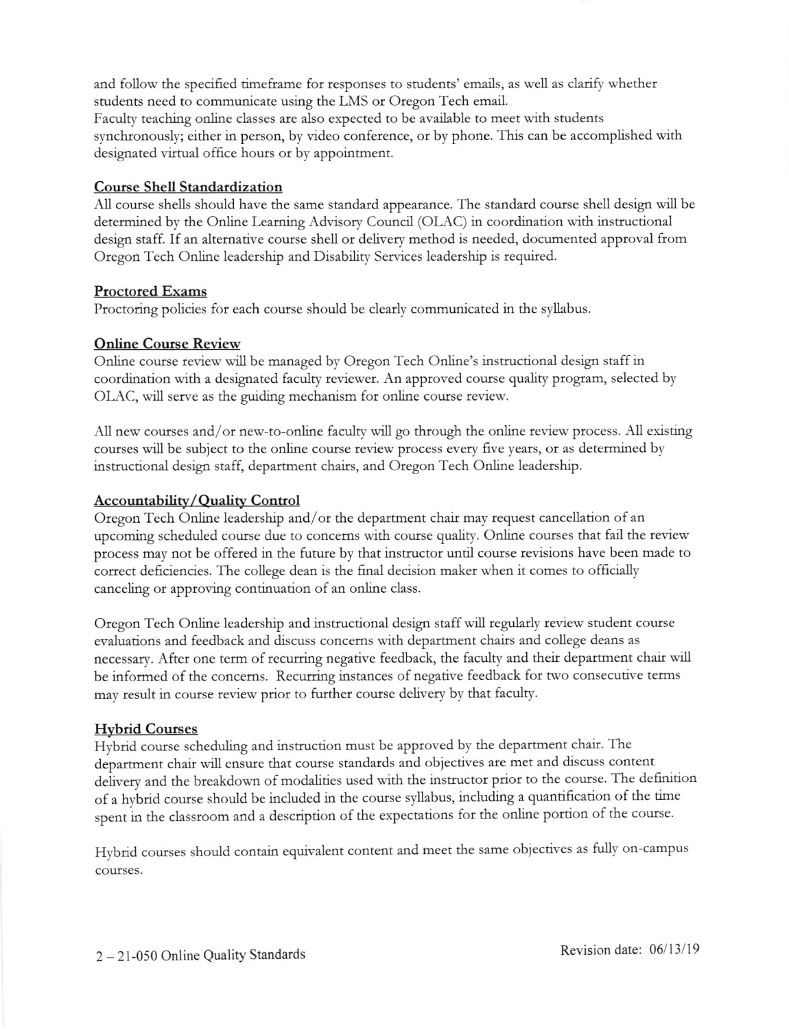and follow the specified timeframe for responses to students' emails, as well as clarify whether students need to communicate using the LMS or Oregon Tech email.

Faculty teaching online classes are also expected to be available to meet with students synchronously; either in person, by video conference, or by phone. This can be accomplished with designated virtual office hours or by appointment.

## Course Shell Standardization

All course shells should have the same standard appearance. The standard course shell design will be determined by the Online Learning Advisory Council (OLAC) in coordination with instructional design staff. If an alternative course shell or delivery method is needed, documented approval from Oregon Tech Online leadership and Disability Services leadership is required.

## Proctored Exams

Proctoring policies for each course should be clearly communicated in the syllabus.

## Online Course Review

Online course review will be managed by Oregon Tech Online's instructional design staff in coordination with a designated faculty reviewer. An approved course quality program, selected by OLAC, will serve as the guiding mechanism for online course review.

All new courses and/or new-to-online faculty will go through the online review process. All existing courses will be subject to the online course review process every five years, or as determined by instructional design staff, department chairs, and Oregon Tech Online leadership.

## Accountability/Quality Control

Oregon Tech Online leadership and/or the department chair may request cancellation of an upcoming scheduled course due to concerns with course quality. Online courses that fail the review process may not be offered in the future by that instructor until course revisions have been made to correct deficiencies. The college dean is the final decision maker when it comes to officially canceling or approving continuation of an online class.

Oregon Tech Online leadership and instructional design staff will regularly review student course evaluations and feedback and discuss concerns with department chairs and college deans as necessary. After one term of recurring negative feedback, the faculty and their department chair will be informed of the concerns. Recurring instances of negative feedback for two consecutive terms may result in course review prior to further course delivery by that faculty.

## Hybrid Courses

Hybrid course scheduling and instruction must be approved by the department chair. The department chair will ensure that course standards and objectives are met and discuss content delivery and the breakdown of modalities used with the instructor prior to the course. The definition of a hybrid course should be included in the course syllabus, including a quantification of the time spent in the classroom and a description of the expectations for the online portion of the course.

Hybrid courses should contain equivalent content and meet the same objectives as fully on-campus courses.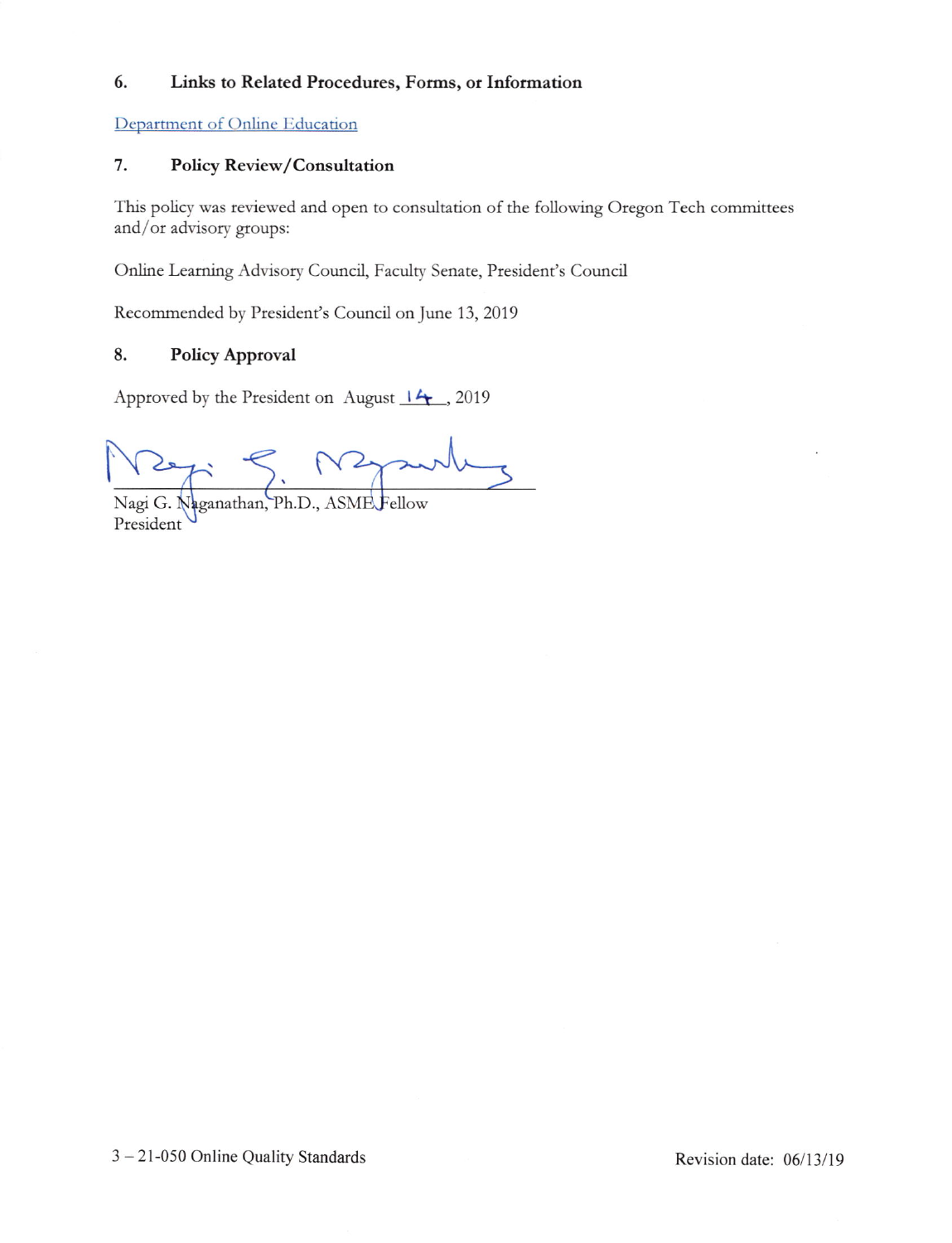## 6. Links to Related Procedures, Forms, or Information

Department of Online Education

## 7. Policy Review/Consultation

This policy was reviewed and open to consultation of the following Oregon Tech committees and/or advisory groups:

Online Learning Advisory Council, Faculty Senate, President's Council

Recommended by President's Council on June 13, 2019

## 8. Policy Approval

Approved by the President on August 14, 2019

Nagi G. Naganathan, Ph.D., ASME Fellow
President